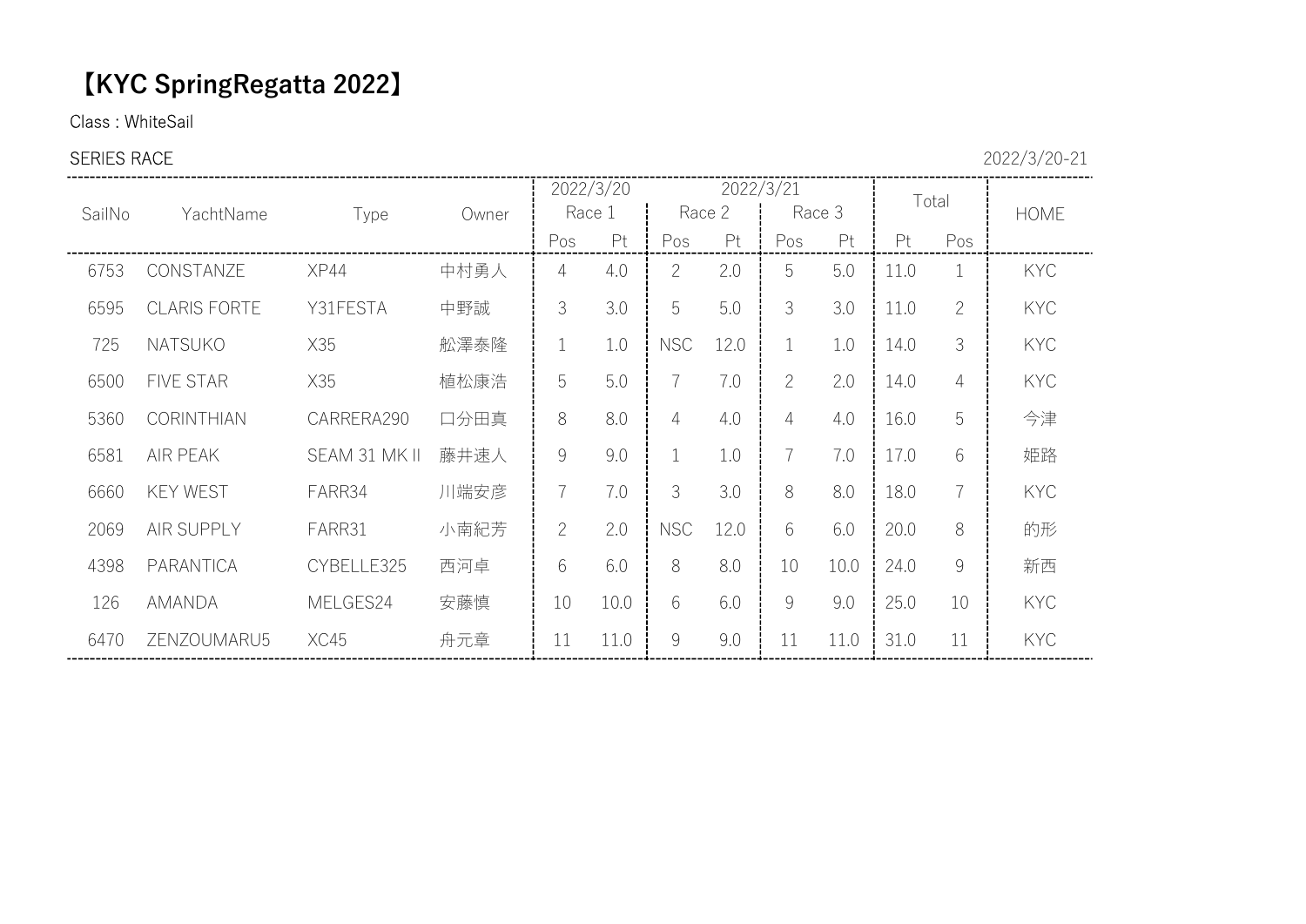# 【KYC SpringRegatta 2022】

Class : WhiteSail

SERIES RACE

2022/3/20-21

| SailNo | YachtName | Type | Owner | 2022/3/20 Race 1 | | 2022/3/21 Race 2 | | Race 3 | | Total | | HOME |
|---|---|---|---|---|---|---|---|---|---|---|---|---|
| | | | | Pos | Pt | Pos | Pt | Pos | Pt | Pt | Pos | |
| 6753 | CONSTANZE | XP44 | 中村勇人 | 4 | 4.0 | 2 | 2.0 | 5 | 5.0 | 11.0 | 1 | KYC |
| 6595 | CLARIS FORTE | Y31FESTA | 中野誠 | 3 | 3.0 | 5 | 5.0 | 3 | 3.0 | 11.0 | 2 | KYC |
| 725 | NATSUKO | X35 | 舩澤泰隆 | 1 | 1.0 | NSC | 12.0 | 1 | 1.0 | 14.0 | 3 | KYC |
| 6500 | FIVE STAR | X35 | 植松康浩 | 5 | 5.0 | 7 | 7.0 | 2 | 2.0 | 14.0 | 4 | KYC |
| 5360 | CORINTHIAN | CARRERA290 | 口分田真 | 8 | 8.0 | 4 | 4.0 | 4 | 4.0 | 16.0 | 5 | 今津 |
| 6581 | AIR PEAK | SEAM 31 MK II | 藤井速人 | 9 | 9.0 | 1 | 1.0 | 7 | 7.0 | 17.0 | 6 | 姫路 |
| 6660 | KEY WEST | FARR34 | 川端安彦 | 7 | 7.0 | 3 | 3.0 | 8 | 8.0 | 18.0 | 7 | KYC |
| 2069 | AIR SUPPLY | FARR31 | 小南紀芳 | 2 | 2.0 | NSC | 12.0 | 6 | 6.0 | 20.0 | 8 | 的形 |
| 4398 | PARANTICA | CYBELLE325 | 西河卓 | 6 | 6.0 | 8 | 8.0 | 10 | 10.0 | 24.0 | 9 | 新西 |
| 126 | AMANDA | MELGES24 | 安藤慎 | 10 | 10.0 | 6 | 6.0 | 9 | 9.0 | 25.0 | 10 | KYC |
| 6470 | ZENZOUMARU5 | XC45 | 舟元章 | 11 | 11.0 | 9 | 9.0 | 11 | 11.0 | 31.0 | 11 | KYC |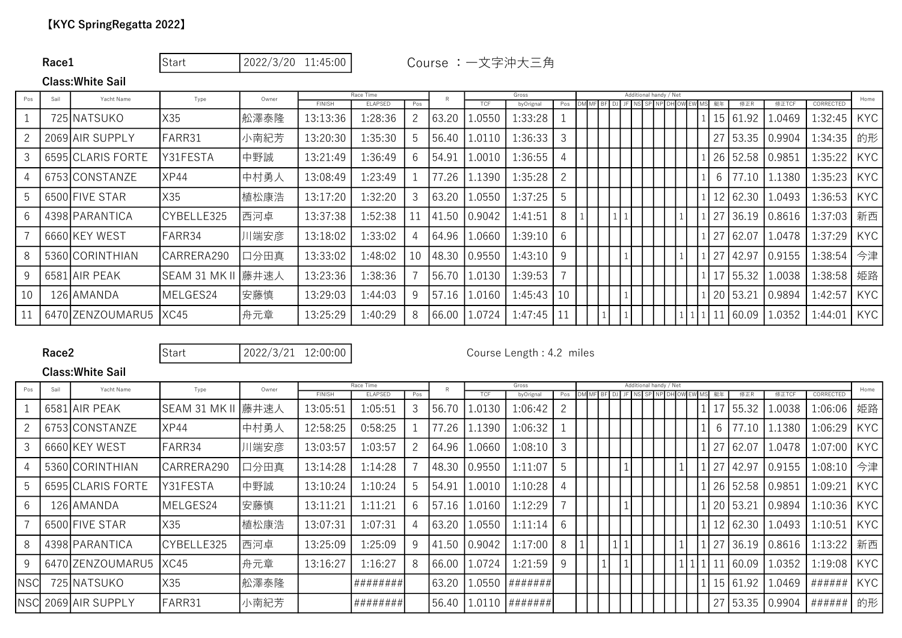## 【KYC SpringRegatta 2022】

**Race1** | Start | 2022/3/20 11:45:00 | Course ：一文字沖大三角

**Class:White Sail**

| Pos | Sail | Yacht Name | Type | Owner | Race Time | | | R | Gross | | | Additional handy / Net | | | | | | | | | | | | | | | | Home |
|---|---|---|---|---|---|---|---|---|---|---|---|---|---|---|---|---|---|---|---|---|---|---|---|---|---|---|---|---|
| | | | | | FINISH | ELAPSED | Pos | | TCF | byOrignal | Pos | DM | MF | BF | DJ | JF | NS | SP | NP | DH | OW | EW | MS | 艇年 | 修正R | 修正TCF | CORRECTED | |
| 1 | 725 | NATSUKO | X35 | 舩澤泰隆 | 13:13:36 | 1:28:36 | 2 | 63.20 | 1.0550 | 1:33:28 | 1 | | | | | | | | | | | | 1 | 15 | 61.92 | 1.0469 | 1:32:45 | KYC |
| 2 | 2069 | AIR SUPPLY | FARR31 | 小南紀芳 | 13:20:30 | 1:35:30 | 5 | 56.40 | 1.0110 | 1:36:33 | 3 | | | | | | | | | | | | | 27 | 53.35 | 0.9904 | 1:34:35 | 的形 |
| 3 | 6595 | CLARIS FORTE | Y31FESTA | 中野誠 | 13:21:49 | 1:36:49 | 6 | 54.91 | 1.0010 | 1:36:55 | 4 | | | | | | | | | | | | 1 | 26 | 52.58 | 0.9851 | 1:35:22 | KYC |
| 4 | 6753 | CONSTANZE | XP44 | 中村勇人 | 13:08:49 | 1:23:49 | 1 | 77.26 | 1.1390 | 1:35:28 | 2 | | | | | | | | | | | | 1 | 6 | 77.10 | 1.1380 | 1:35:23 | KYC |
| 5 | 6500 | FIVE STAR | X35 | 植松康浩 | 13:17:20 | 1:32:20 | 3 | 63.20 | 1.0550 | 1:37:25 | 5 | | | | | | | | | | | | 1 | 12 | 62.30 | 1.0493 | 1:36:53 | KYC |
| 6 | 4398 | PARANTICA | CYBELLE325 | 西河卓 | 13:37:38 | 1:52:38 | 11 | 41.50 | 0.9042 | 1:41:51 | 8 | 1 | | | 1 | 1 | | | | | 1 | | 1 | 27 | 36.19 | 0.8616 | 1:37:03 | 新西 |
| 7 | 6660 | KEY WEST | FARR34 | 川端安彦 | 13:18:02 | 1:33:02 | 4 | 64.96 | 1.0660 | 1:39:10 | 6 | | | | | | | | | | | | 1 | 27 | 62.07 | 1.0478 | 1:37:29 | KYC |
| 8 | 5360 | CORINTHIAN | CARRERA290 | 口分田真 | 13:33:02 | 1:48:02 | 10 | 48.30 | 0.9550 | 1:43:10 | 9 | | | | | 1 | | | | | 1 | | 1 | 27 | 42.97 | 0.9155 | 1:38:54 | 今津 |
| 9 | 6581 | AIR PEAK | SEAM 31 MK II | 藤井速人 | 13:23:36 | 1:38:36 | 7 | 56.70 | 1.0130 | 1:39:53 | 7 | | | | | | | | | | | | 1 | 17 | 55.32 | 1.0038 | 1:38:58 | 姫路 |
| 10 | 126 | AMANDA | MELGES24 | 安藤慎 | 13:29:03 | 1:44:03 | 9 | 57.16 | 1.0160 | 1:45:43 | 10 | | | | | 1 | | | | | | | 1 | 20 | 53.21 | 0.9894 | 1:42:57 | KYC |
| 11 | 6470 | ZENZOUMARU5 | XC45 | 舟元章 | 13:25:29 | 1:40:29 | 8 | 66.00 | 1.0724 | 1:47:45 | 11 | | | 1 | | 1 | | | | | 1 | 1 | 1 | 11 | 60.09 | 1.0352 | 1:44:01 | KYC |

**Race2** | Start | 2022/3/21 12:00:00 | Course Length : 4.2 miles

**Class:White Sail**

| Pos | Sail | Yacht Name | Type | Owner | Race Time | | | R | Gross | | | Additional handy / Net | | | | | | | | | | | | | | | | Home |
|---|---|---|---|---|---|---|---|---|---|---|---|---|---|---|---|---|---|---|---|---|---|---|---|---|---|---|---|---|
| | | | | | FINISH | ELAPSED | Pos | | TCF | byOrignal | Pos | DM | MF | BF | DJ | JF | NS | SP | NP | DH | OW | EW | MS | 艇年 | 修正R | 修正TCF | CORRECTED | |
| 1 | 6581 | AIR PEAK | SEAM 31 MK II | 藤井速人 | 13:05:51 | 1:05:51 | 3 | 56.70 | 1.0130 | 1:06:42 | 2 | | | | | | | | | | | | 1 | 17 | 55.32 | 1.0038 | 1:06:06 | 姫路 |
| 2 | 6753 | CONSTANZE | XP44 | 中村勇人 | 12:58:25 | 0:58:25 | 1 | 77.26 | 1.1390 | 1:06:32 | 1 | | | | | | | | | | | | 1 | 6 | 77.10 | 1.1380 | 1:06:29 | KYC |
| 3 | 6660 | KEY WEST | FARR34 | 川端安彦 | 13:03:57 | 1:03:57 | 2 | 64.96 | 1.0660 | 1:08:10 | 3 | | | | | | | | | | | | 1 | 27 | 62.07 | 1.0478 | 1:07:00 | KYC |
| 4 | 5360 | CORINTHIAN | CARRERA290 | 口分田真 | 13:14:28 | 1:14:28 | 7 | 48.30 | 0.9550 | 1:11:07 | 5 | | | | | 1 | | | | | 1 | | 1 | 27 | 42.97 | 0.9155 | 1:08:10 | 今津 |
| 5 | 6595 | CLARIS FORTE | Y31FESTA | 中野誠 | 13:10:24 | 1:10:24 | 5 | 54.91 | 1.0010 | 1:10:28 | 4 | | | | | | | | | | | | 1 | 26 | 52.58 | 0.9851 | 1:09:21 | KYC |
| 6 | 126 | AMANDA | MELGES24 | 安藤慎 | 13:11:21 | 1:11:21 | 6 | 57.16 | 1.0160 | 1:12:29 | 7 | | | | | 1 | | | | | | | 1 | 20 | 53.21 | 0.9894 | 1:10:36 | KYC |
| 7 | 6500 | FIVE STAR | X35 | 植松康浩 | 13:07:31 | 1:07:31 | 4 | 63.20 | 1.0550 | 1:11:14 | 6 | | | | | | | | | | | | 1 | 12 | 62.30 | 1.0493 | 1:10:51 | KYC |
| 8 | 4398 | PARANTICA | CYBELLE325 | 西河卓 | 13:25:09 | 1:25:09 | 9 | 41.50 | 0.9042 | 1:17:00 | 8 | 1 | | | 1 | 1 | | | | | 1 | | 1 | 27 | 36.19 | 0.8616 | 1:13:22 | 新西 |
| 9 | 6470 | ZENZOUMARU5 | XC45 | 舟元章 | 13:16:27 | 1:16:27 | 8 | 66.00 | 1.0724 | 1:21:59 | 9 | | | 1 | | 1 | | | | | 1 | 1 | 1 | 11 | 60.09 | 1.0352 | 1:19:08 | KYC |
| NSC | 725 | NATSUKO | X35 | 舩澤泰隆 | | ######## | | 63.20 | 1.0550 | ####### | | | | | | | | | | | | | 1 | 15 | 61.92 | 1.0469 | ###### | KYC |
| NSC | 2069 | AIR SUPPLY | FARR31 | 小南紀芳 | | ######## | | 56.40 | 1.0110 | ####### | | | | | | | | | | | | | | 27 | 53.35 | 0.9904 | ###### | 的形 |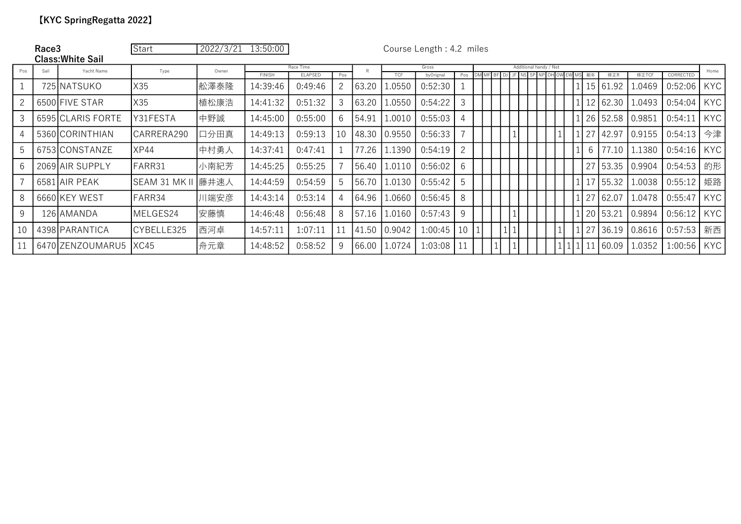# 【KYC SpringRegatta 2022】

**Race3** | Start | 2022/3/21 13:50:00 | Course Length : 4.2 miles

**Class:White Sail**

| Pos | Sail | Yacht Name | Type | Owner | Race Time | | | R | Gross | | | Additional handy / Net | | | | | | | | | | | | | | | | Home |
|---|---|---|---|---|---|---|---|---|---|---|---|---|---|---|---|---|---|---|---|---|---|---|---|---|---|---|---|---|
| | | | | | FINISH | ELAPSED | Pos | | TCF | byOrignal | Pos | DM | MF | BF | DJ | JF | NS | SP | NP | DH | OW | EW | MS | 艇年 | 修正R | 修正TCF | CORRECTED | |
| 1 | 725 | NATSUKO | X35 | 舩澤泰隆 | 14:39:46 | 0:49:46 | 2 | 63.20 | 1.0550 | 0:52:30 | 1 | | | | | | | | | | | | 1 | 15 | 61.92 | 1.0469 | 0:52:06 | KYC |
| 2 | 6500 | FIVE STAR | X35 | 植松康浩 | 14:41:32 | 0:51:32 | 3 | 63.20 | 1.0550 | 0:54:22 | 3 | | | | | | | | | | | | 1 | 12 | 62.30 | 1.0493 | 0:54:04 | KYC |
| 3 | 6595 | CLARIS FORTE | Y31FESTA | 中野誠 | 14:45:00 | 0:55:00 | 6 | 54.91 | 1.0010 | 0:55:03 | 4 | | | | | | | | | | | | 1 | 26 | 52.58 | 0.9851 | 0:54:11 | KYC |
| 4 | 5360 | CORINTHIAN | CARRERA290 | 口分田真 | 14:49:13 | 0:59:13 | 10 | 48.30 | 0.9550 | 0:56:33 | 7 | | | | | 1 | | | | | 1 | | 1 | 27 | 42.97 | 0.9155 | 0:54:13 | 今津 |
| 5 | 6753 | CONSTANZE | XP44 | 中村勇人 | 14:37:41 | 0:47:41 | 1 | 77.26 | 1.1390 | 0:54:19 | 2 | | | | | | | | | | | | 1 | 6 | 77.10 | 1.1380 | 0:54:16 | KYC |
| 6 | 2069 | AIR SUPPLY | FARR31 | 小南紀芳 | 14:45:25 | 0:55:25 | 7 | 56.40 | 1.0110 | 0:56:02 | 6 | | | | | | | | | | | | | 27 | 53.35 | 0.9904 | 0:54:53 | 的形 |
| 7 | 6581 | AIR PEAK | SEAM 31 MK II | 藤井速人 | 14:44:59 | 0:54:59 | 5 | 56.70 | 1.0130 | 0:55:42 | 5 | | | | | | | | | | | | 1 | 17 | 55.32 | 1.0038 | 0:55:12 | 姫路 |
| 8 | 6660 | KEY WEST | FARR34 | 川端安彦 | 14:43:14 | 0:53:14 | 4 | 64.96 | 1.0660 | 0:56:45 | 8 | | | | | | | | | | | | 1 | 27 | 62.07 | 1.0478 | 0:55:47 | KYC |
| 9 | 126 | AMANDA | MELGES24 | 安藤慎 | 14:46:48 | 0:56:48 | 8 | 57.16 | 1.0160 | 0:57:43 | 9 | | | | | 1 | | | | | | | 1 | 20 | 53.21 | 0.9894 | 0:56:12 | KYC |
| 10 | 4398 | PARANTICA | CYBELLE325 | 西河卓 | 14:57:11 | 1:07:11 | 11 | 41.50 | 0.9042 | 1:00:45 | 10 | 1 | | | 1 | 1 | | | | | 1 | | 1 | 27 | 36.19 | 0.8616 | 0:57:53 | 新西 |
| 11 | 6470 | ZENZOUMARU5 | XC45 | 舟元章 | 14:48:52 | 0:58:52 | 9 | 66.00 | 1.0724 | 1:03:08 | 11 | | | 1 | | 1 | | | | | 1 | 1 | 1 | 11 | 60.09 | 1.0352 | 1:00:56 | KYC |